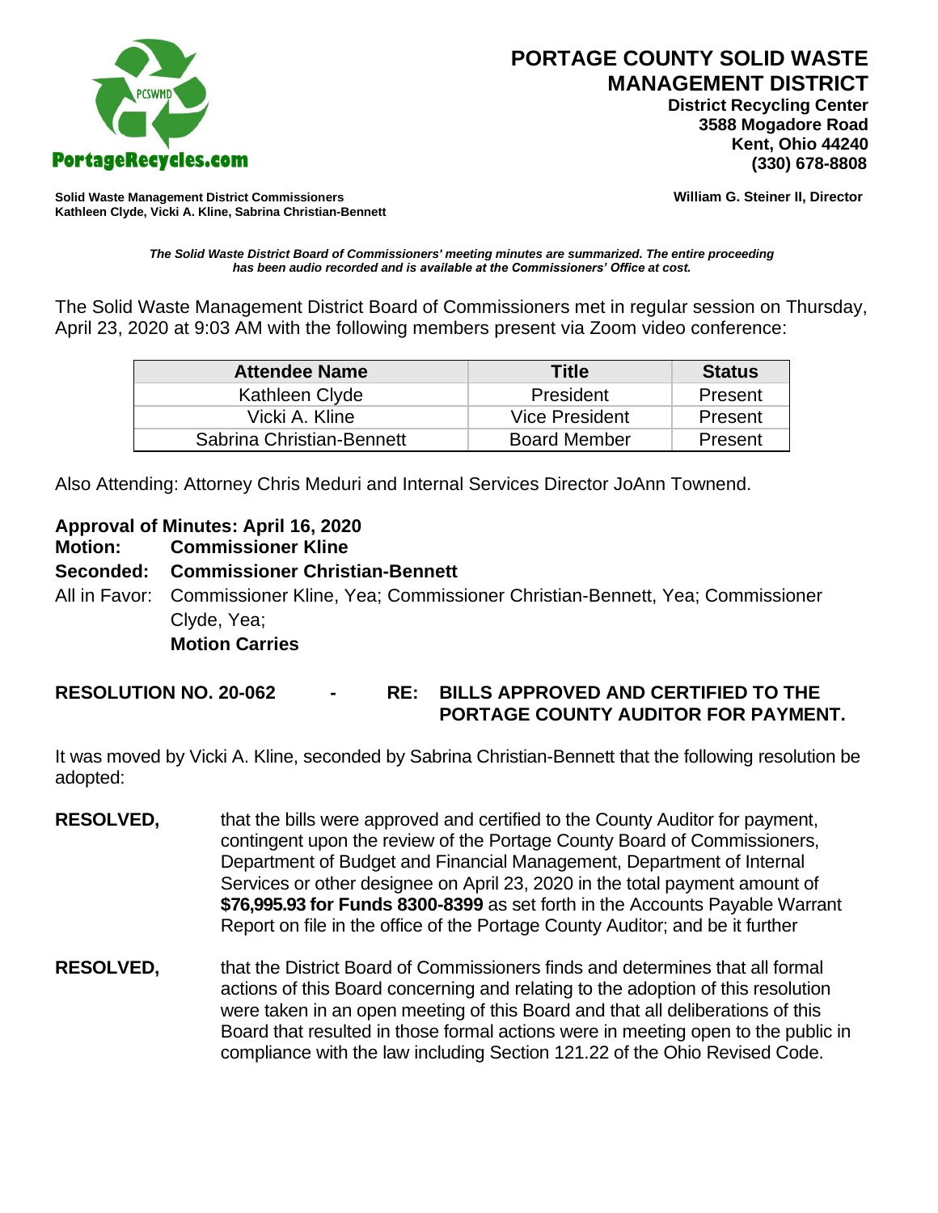# PORTAGE COUNTY SOLID WASTE MANAGEMENT DISTRICT

**District Recycling Center**
**3588 Mogadore Road**
**Kent, Ohio 44240**
**(330) 678-8808**

PortageRecycles.com

**Solid Waste Management District Commissioners**
**Kathleen Clyde, Vicki A. Kline, Sabrina Christian-Bennett**

**William G. Steiner II, Director**

***The Solid Waste District Board of Commissioners' meeting minutes are summarized. The entire proceeding has been audio recorded and is available at the Commissioners' Office at cost.***

The Solid Waste Management District Board of Commissioners met in regular session on Thursday, April 23, 2020 at 9:03 AM with the following members present via Zoom video conference:

| Attendee Name | Title | Status |
|---|---|---|
| Kathleen Clyde | President | Present |
| Vicki A. Kline | Vice President | Present |
| Sabrina Christian-Bennett | Board Member | Present |

Also Attending: Attorney Chris Meduri and Internal Services Director JoAnn Townend.

**Approval of Minutes: April 16, 2020**
**Motion: Commissioner Kline**
**Seconded: Commissioner Christian-Bennett**
All in Favor: Commissioner Kline, Yea; Commissioner Christian-Bennett, Yea; Commissioner Clyde, Yea;
**Motion Carries**

**RESOLUTION NO. 20-062 - RE: BILLS APPROVED AND CERTIFIED TO THE PORTAGE COUNTY AUDITOR FOR PAYMENT.**

It was moved by Vicki A. Kline, seconded by Sabrina Christian-Bennett that the following resolution be adopted:

**RESOLVED,** that the bills were approved and certified to the County Auditor for payment, contingent upon the review of the Portage County Board of Commissioners, Department of Budget and Financial Management, Department of Internal Services or other designee on April 23, 2020 in the total payment amount of **$76,995.93 for Funds 8300-8399** as set forth in the Accounts Payable Warrant Report on file in the office of the Portage County Auditor; and be it further

**RESOLVED,** that the District Board of Commissioners finds and determines that all formal actions of this Board concerning and relating to the adoption of this resolution were taken in an open meeting of this Board and that all deliberations of this Board that resulted in those formal actions were in meeting open to the public in compliance with the law including Section 121.22 of the Ohio Revised Code.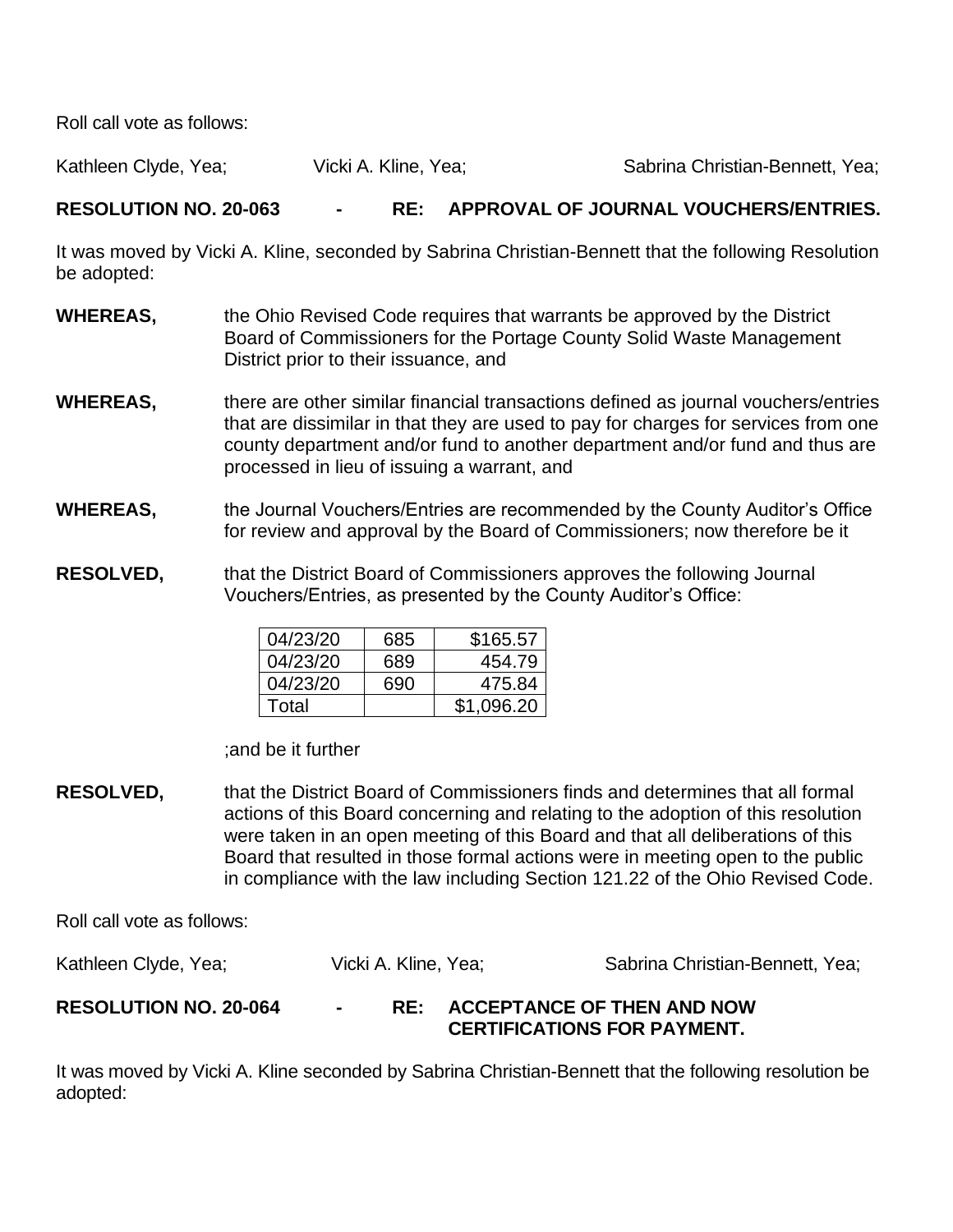Roll call vote as follows:

Kathleen Clyde, Yea; Vicki A. Kline, Yea; Sabrina Christian-Bennett, Yea;

**RESOLUTION NO. 20-063 - RE: APPROVAL OF JOURNAL VOUCHERS/ENTRIES.**

It was moved by Vicki A. Kline, seconded by Sabrina Christian-Bennett that the following Resolution be adopted:

**WHEREAS,** the Ohio Revised Code requires that warrants be approved by the District Board of Commissioners for the Portage County Solid Waste Management District prior to their issuance, and

**WHEREAS,** there are other similar financial transactions defined as journal vouchers/entries that are dissimilar in that they are used to pay for charges for services from one county department and/or fund to another department and/or fund and thus are processed in lieu of issuing a warrant, and

**WHEREAS,** the Journal Vouchers/Entries are recommended by the County Auditor's Office for review and approval by the Board of Commissioners; now therefore be it

**RESOLVED,** that the District Board of Commissioners approves the following Journal Vouchers/Entries, as presented by the County Auditor's Office:

| | | |
|---|---|---|
| 04/23/20 | 685 | $165.57 |
| 04/23/20 | 689 | 454.79 |
| 04/23/20 | 690 | 475.84 |
| Total | | $1,096.20 |

;and be it further

**RESOLVED,** that the District Board of Commissioners finds and determines that all formal actions of this Board concerning and relating to the adoption of this resolution were taken in an open meeting of this Board and that all deliberations of this Board that resulted in those formal actions were in meeting open to the public in compliance with the law including Section 121.22 of the Ohio Revised Code.

Roll call vote as follows:

Kathleen Clyde, Yea; Vicki A. Kline, Yea; Sabrina Christian-Bennett, Yea;

**RESOLUTION NO. 20-064 - RE: ACCEPTANCE OF THEN AND NOW CERTIFICATIONS FOR PAYMENT.**

It was moved by Vicki A. Kline seconded by Sabrina Christian-Bennett that the following resolution be adopted: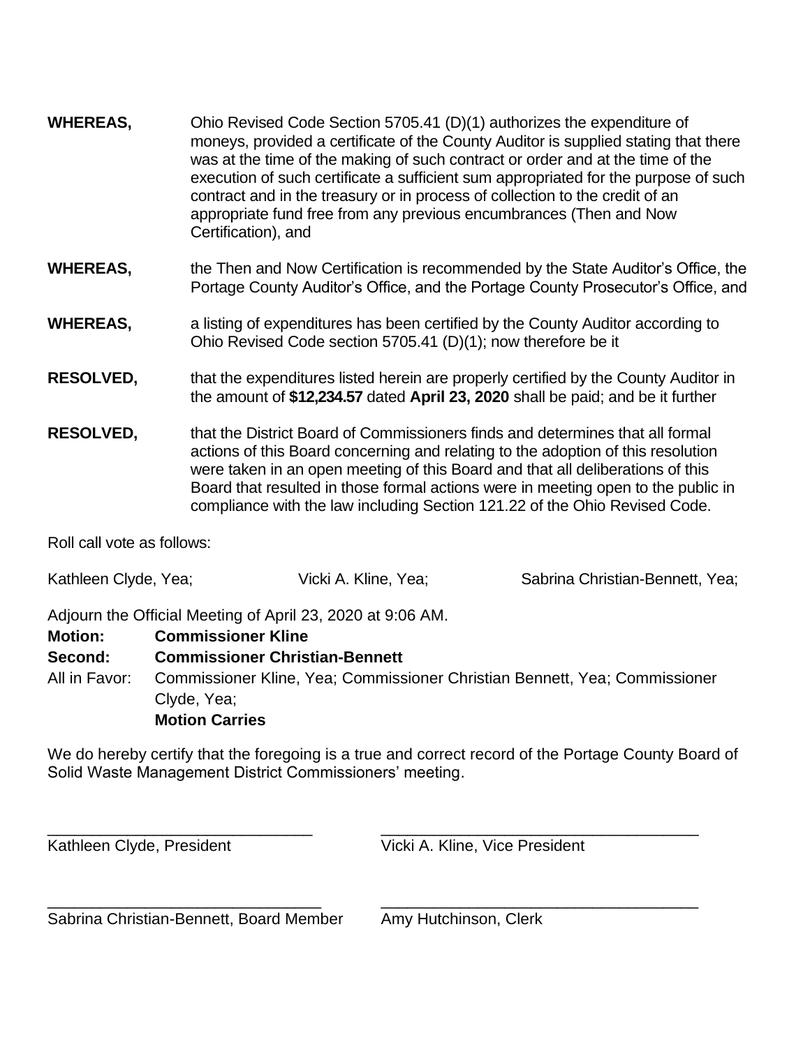**WHEREAS,** Ohio Revised Code Section 5705.41 (D)(1) authorizes the expenditure of moneys, provided a certificate of the County Auditor is supplied stating that there was at the time of the making of such contract or order and at the time of the execution of such certificate a sufficient sum appropriated for the purpose of such contract and in the treasury or in process of collection to the credit of an appropriate fund free from any previous encumbrances (Then and Now Certification), and

**WHEREAS,** the Then and Now Certification is recommended by the State Auditor's Office, the Portage County Auditor's Office, and the Portage County Prosecutor's Office, and

**WHEREAS,** a listing of expenditures has been certified by the County Auditor according to Ohio Revised Code section 5705.41 (D)(1); now therefore be it

**RESOLVED,** that the expenditures listed herein are properly certified by the County Auditor in the amount of **$12,234.57** dated **April 23, 2020** shall be paid; and be it further

**RESOLVED,** that the District Board of Commissioners finds and determines that all formal actions of this Board concerning and relating to the adoption of this resolution were taken in an open meeting of this Board and that all deliberations of this Board that resulted in those formal actions were in meeting open to the public in compliance with the law including Section 121.22 of the Ohio Revised Code.

Roll call vote as follows:

Kathleen Clyde, Yea; Vicki A. Kline, Yea; Sabrina Christian-Bennett, Yea;

Adjourn the Official Meeting of April 23, 2020 at 9:06 AM.

**Motion:** **Commissioner Kline**

**Second:** **Commissioner Christian-Bennett**

All in Favor: Commissioner Kline, Yea; Commissioner Christian Bennett, Yea; Commissioner Clyde, Yea;

**Motion Carries**

We do hereby certify that the foregoing is a true and correct record of the Portage County Board of Solid Waste Management District Commissioners' meeting.

\_\_\_\_\_\_\_\_\_\_\_\_\_\_\_\_\_\_\_\_\_\_\_\_\_\_\_\_\_\_
Kathleen Clyde, President

\_\_\_\_\_\_\_\_\_\_\_\_\_\_\_\_\_\_\_\_\_\_\_\_\_\_\_\_\_\_
Vicki A. Kline, Vice President

\_\_\_\_\_\_\_\_\_\_\_\_\_\_\_\_\_\_\_\_\_\_\_\_\_\_\_\_\_\_
Sabrina Christian-Bennett, Board Member

\_\_\_\_\_\_\_\_\_\_\_\_\_\_\_\_\_\_\_\_\_\_\_\_\_\_\_\_\_\_
Amy Hutchinson, Clerk